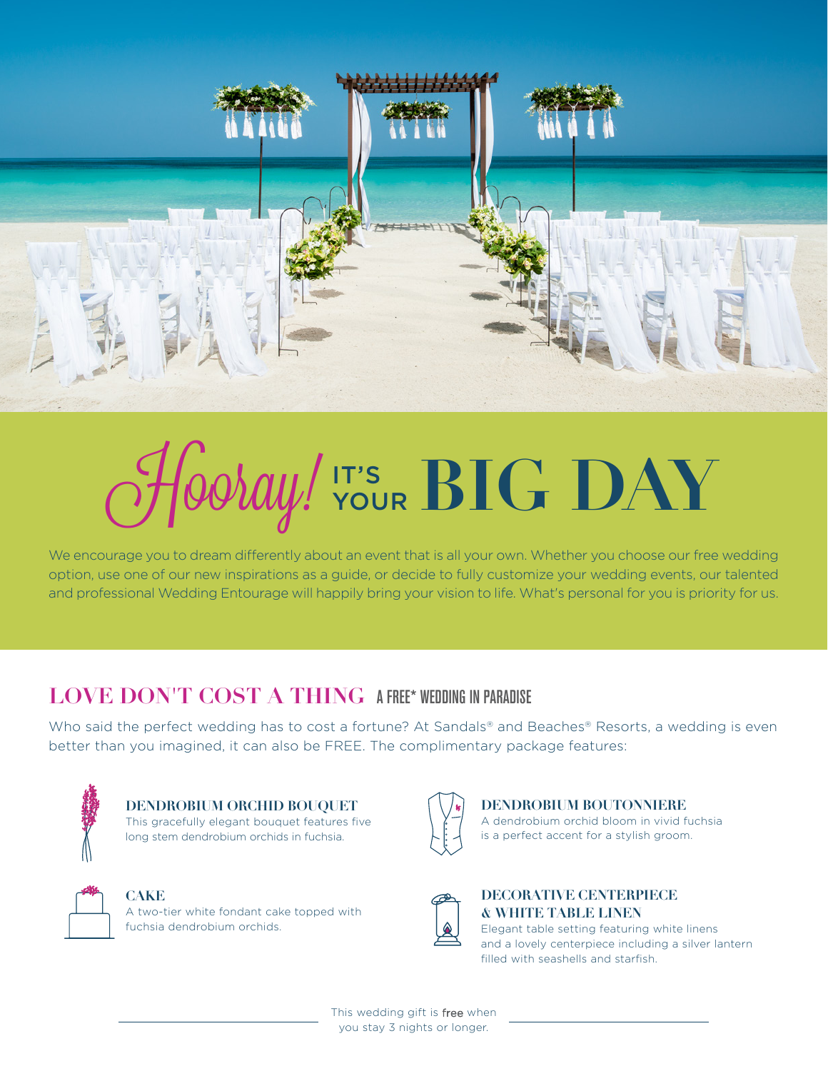# Hooray! IT'S YOUR BIG DAY

We encourage you to dream differently about an event that is all your own. Whether you choose our free wedding option, use one of our new inspirations as a guide, or decide to fully customize your wedding events, our talented and professional Wedding Entourage will happily bring your vision to life. What's personal for you is priority for us.

## LOVE DON'T COST A THING A FREE* WEDDING IN PARADISE

Who said the perfect wedding has to cost a fortune? At Sandals® and Beaches® Resorts, a wedding is even better than you imagined, it can also be FREE. The complimentary package features:

### DENDROBIUM ORCHID BOUQUET

This gracefully elegant bouquet features five long stem dendrobium orchids in fuchsia.

### DENDROBIUM BOUTONNIERE

A dendrobium orchid bloom in vivid fuchsia is a perfect accent for a stylish groom.

### CAKE

A two-tier white fondant cake topped with fuchsia dendrobium orchids.

### DECORATIVE CENTERPIECE & WHITE TABLE LINEN

Elegant table setting featuring white linens and a lovely centerpiece including a silver lantern filled with seashells and starfish.

This wedding gift is free when you stay 3 nights or longer.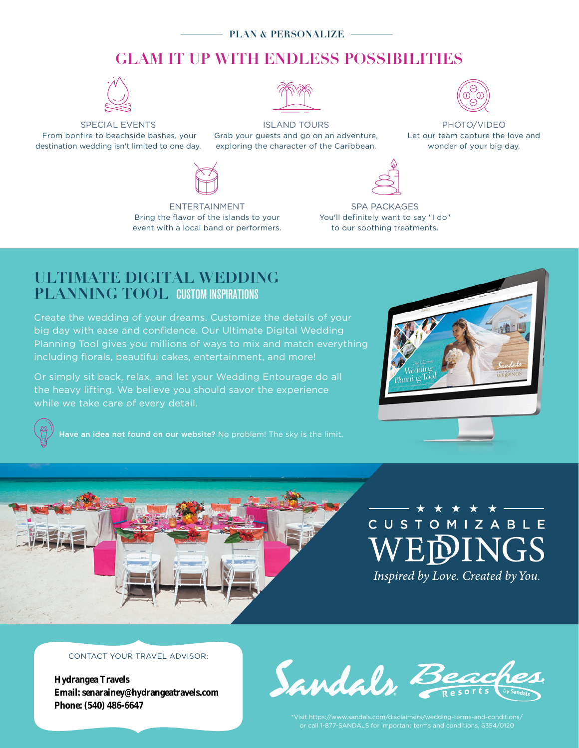PLAN & PERSONALIZE

# GLAM IT UP WITH ENDLESS POSSIBILITIES

### SPECIAL EVENTS
From bonfire to beachside bashes, your destination wedding isn't limited to one day.

### ISLAND TOURS
Grab your guests and go on an adventure, exploring the character of the Caribbean.

### PHOTO/VIDEO
Let our team capture the love and wonder of your big day.

### ENTERTAINMENT
Bring the flavor of the islands to your event with a local band or performers.

### SPA PACKAGES
You'll definitely want to say "I do" to our soothing treatments.

## ULTIMATE DIGITAL WEDDING PLANNING TOOL CUSTOM INSPIRATIONS

Create the wedding of your dreams. Customize the details of your big day with ease and confidence. Our Ultimate Digital Wedding Planning Tool gives you millions of ways to mix and match everything including florals, beautiful cakes, entertainment, and more!

Or simply sit back, relax, and let your Wedding Entourage do all the heavy lifting. We believe you should savor the experience while we take care of every detail.

**Have an idea not found on our website?** No problem! The sky is the limit.

★ ★ ★ ★ ★

CUSTOMIZABLE WEDDINGS

*Inspired by Love. Created by You.*

CONTACT YOUR TRAVEL ADVISOR:

**Hydrangea Travels**
**Email: senarainey@hydrangeatravels.com**
**Phone: (540) 486-6647**

Sandals Beaches Resorts by Sandals

*Visit https://www.sandals.com/disclaimers/wedding-terms-and-conditions/ or call 1-877-SANDALS for important terms and conditions. 6354/0120